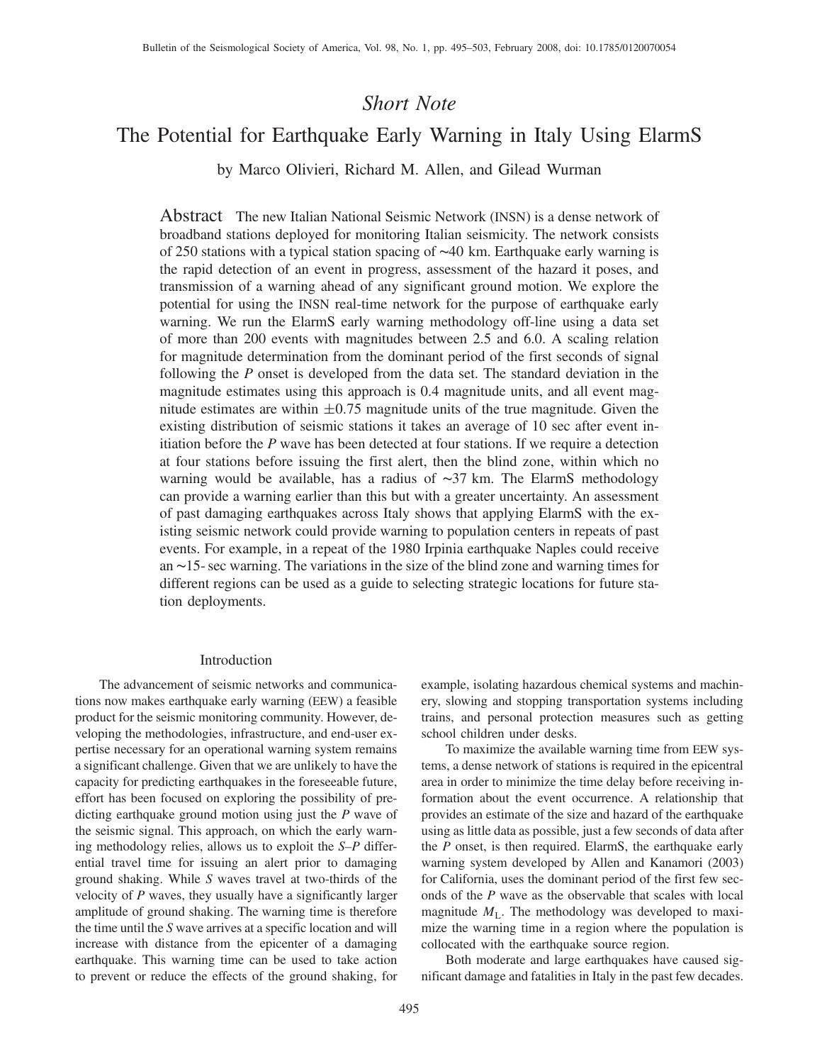## Short Note

# The Potential for Earthquake Early Warning in Italy Using ElarmS

by Marco Olivieri, Richard M. Allen, and Gilead Wurman

**Abstract** The new Italian National Seismic Network (INSN) is a dense network of broadband stations deployed for monitoring Italian seismicity. The network consists of 250 stations with a typical station spacing of ~40 km. Earthquake early warning is the rapid detection of an event in progress, assessment of the hazard it poses, and transmission of a warning ahead of any significant ground motion. We explore the potential for using the INSN real-time network for the purpose of earthquake early warning. We run the ElarmS early warning methodology off-line using a data set of more than 200 events with magnitudes between 2.5 and 6.0. A scaling relation for magnitude determination from the dominant period of the first seconds of signal following the *P* onset is developed from the data set. The standard deviation in the magnitude estimates using this approach is 0.4 magnitude units, and all event magnitude estimates are within $\pm 0.75$ magnitude units of the true magnitude. Given the existing distribution of seismic stations it takes an average of 10 sec after event initiation before the *P* wave has been detected at four stations. If we require a detection at four stations before issuing the first alert, then the blind zone, within which no warning would be available, has a radius of ~37 km. The ElarmS methodology can provide a warning earlier than this but with a greater uncertainty. An assessment of past damaging earthquakes across Italy shows that applying ElarmS with the existing seismic network could provide warning to population centers in repeats of past events. For example, in a repeat of the 1980 Irpinia earthquake Naples could receive an ~15-sec warning. The variations in the size of the blind zone and warning times for different regions can be used as a guide to selecting strategic locations for future station deployments.

## Introduction

The advancement of seismic networks and communications now makes earthquake early warning (EEW) a feasible product for the seismic monitoring community. However, developing the methodologies, infrastructure, and end-user expertise necessary for an operational warning system remains a significant challenge. Given that we are unlikely to have the capacity for predicting earthquakes in the foreseeable future, effort has been focused on exploring the possibility of predicting earthquake ground motion using just the *P* wave of the seismic signal. This approach, on which the early warning methodology relies, allows us to exploit the *S*–*P* differential travel time for issuing an alert prior to damaging ground shaking. While *S* waves travel at two-thirds of the velocity of *P* waves, they usually have a significantly larger amplitude of ground shaking. The warning time is therefore the time until the *S* wave arrives at a specific location and will increase with distance from the epicenter of a damaging earthquake. This warning time can be used to take action to prevent or reduce the effects of the ground shaking, for example, isolating hazardous chemical systems and machinery, slowing and stopping transportation systems including trains, and personal protection measures such as getting school children under desks.

To maximize the available warning time from EEW systems, a dense network of stations is required in the epicentral area in order to minimize the time delay before receiving information about the event occurrence. A relationship that provides an estimate of the size and hazard of the earthquake using as little data as possible, just a few seconds of data after the *P* onset, is then required. ElarmS, the earthquake early warning system developed by Allen and Kanamori (2003) for California, uses the dominant period of the first few seconds of the *P* wave as the observable that scales with local magnitude $M_L$. The methodology was developed to maximize the warning time in a region where the population is collocated with the earthquake source region.

Both moderate and large earthquakes have caused significant damage and fatalities in Italy in the past few decades.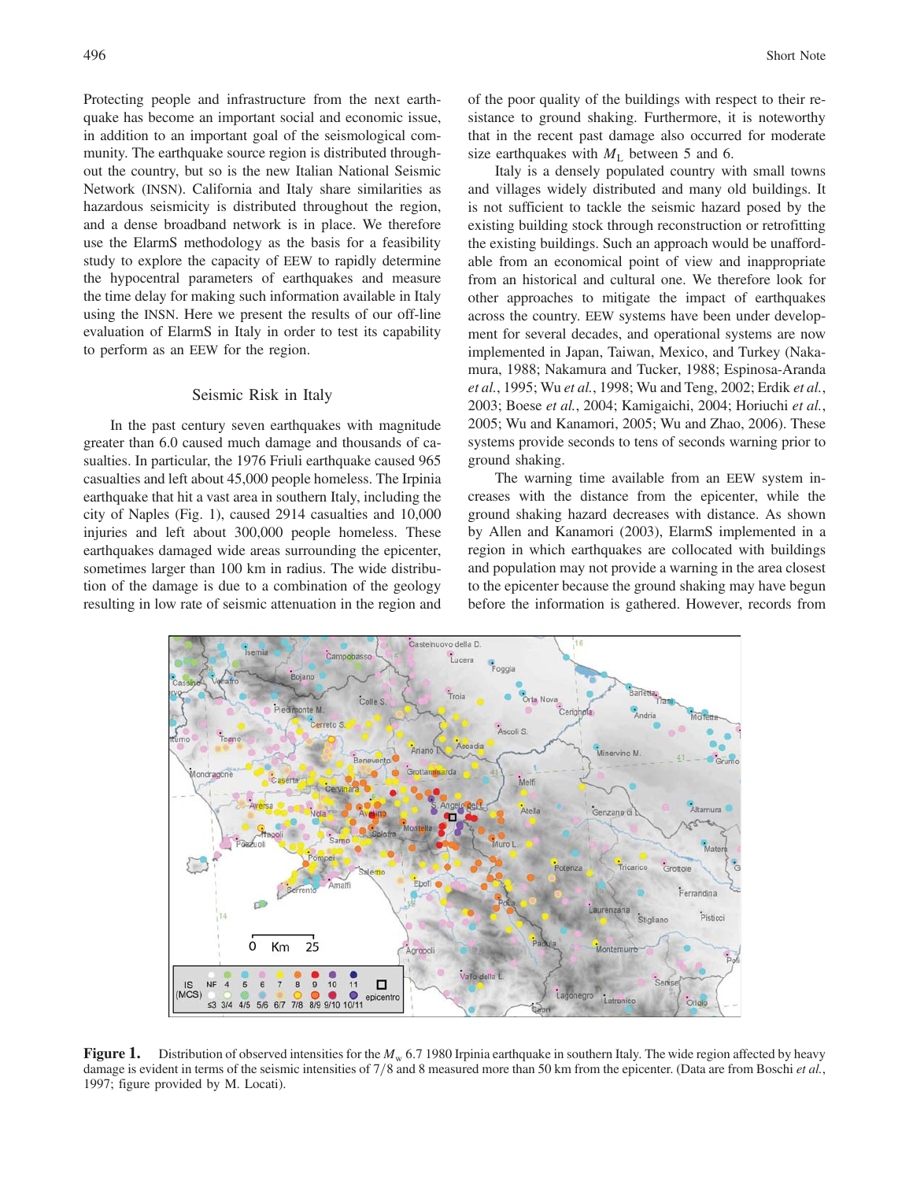Protecting people and infrastructure from the next earthquake has become an important social and economic issue, in addition to an important goal of the seismological community. The earthquake source region is distributed throughout the country, but so is the new Italian National Seismic Network (INSN). California and Italy share similarities as hazardous seismicity is distributed throughout the region, and a dense broadband network is in place. We therefore use the ElarmS methodology as the basis for a feasibility study to explore the capacity of EEW to rapidly determine the hypocentral parameters of earthquakes and measure the time delay for making such information available in Italy using the INSN. Here we present the results of our off-line evaluation of ElarmS in Italy in order to test its capability to perform as an EEW for the region.

## Seismic Risk in Italy

In the past century seven earthquakes with magnitude greater than 6.0 caused much damage and thousands of casualties. In particular, the 1976 Friuli earthquake caused 965 casualties and left about 45,000 people homeless. The Irpinia earthquake that hit a vast area in southern Italy, including the city of Naples (Fig. 1), caused 2914 casualties and 10,000 injuries and left about 300,000 people homeless. These earthquakes damaged wide areas surrounding the epicenter, sometimes larger than 100 km in radius. The wide distribution of the damage is due to a combination of the geology resulting in low rate of seismic attenuation in the region and of the poor quality of the buildings with respect to their resistance to ground shaking. Furthermore, it is noteworthy that in the recent past damage also occurred for moderate size earthquakes with $M_L$ between 5 and 6.

Italy is a densely populated country with small towns and villages widely distributed and many old buildings. It is not sufficient to tackle the seismic hazard posed by the existing building stock through reconstruction or retrofitting the existing buildings. Such an approach would be unaffordable from an economical point of view and inappropriate from an historical and cultural one. We therefore look for other approaches to mitigate the impact of earthquakes across the country. EEW systems have been under development for several decades, and operational systems are now implemented in Japan, Taiwan, Mexico, and Turkey (Nakamura, 1988; Nakamura and Tucker, 1988; Espinosa-Aranda *et al.*, 1995; Wu *et al.*, 1998; Wu and Teng, 2002; Erdik *et al.*, 2003; Boese *et al.*, 2004; Kamigaichi, 2004; Horiuchi *et al.*, 2005; Wu and Kanamori, 2005; Wu and Zhao, 2006). These systems provide seconds to tens of seconds warning prior to ground shaking.

The warning time available from an EEW system increases with the distance from the epicenter, while the ground shaking hazard decreases with distance. As shown by Allen and Kanamori (2003), ElarmS implemented in a region in which earthquakes are collocated with buildings and population may not provide a warning in the area closest to the epicenter because the ground shaking may have begun before the information is gathered. However, records from

**Figure 1.** Distribution of observed intensities for the $M_w$ 6.7 1980 Irpinia earthquake in southern Italy. The wide region affected by heavy damage is evident in terms of the seismic intensities of 7/8 and 8 measured more than 50 km from the epicenter. (Data are from Boschi *et al.*, 1997; figure provided by M. Locati).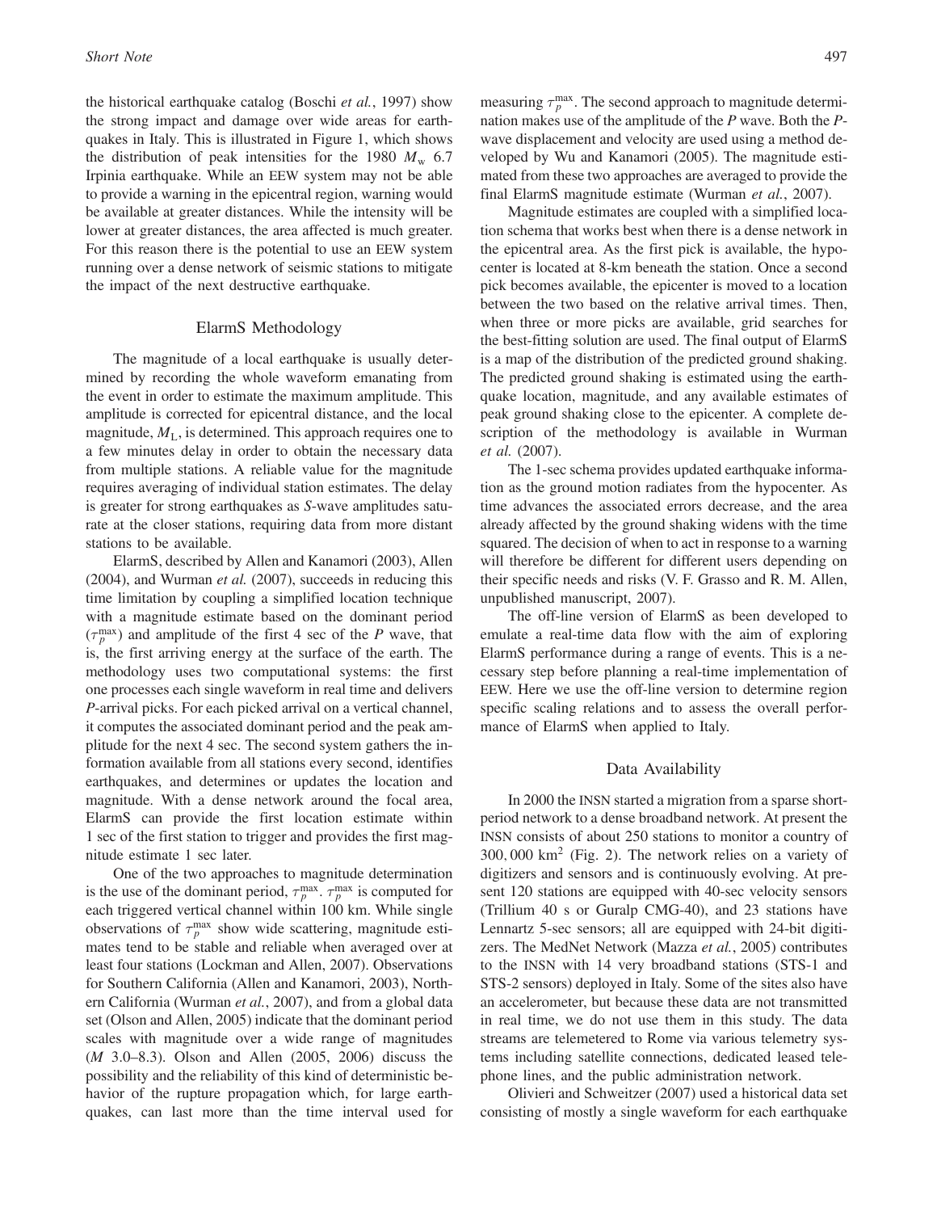the historical earthquake catalog (Boschi *et al.*, 1997) show the strong impact and damage over wide areas for earthquakes in Italy. This is illustrated in Figure 1, which shows the distribution of peak intensities for the 1980 $M_w$ 6.7 Irpinia earthquake. While an EEW system may not be able to provide a warning in the epicentral region, warning would be available at greater distances. While the intensity will be lower at greater distances, the area affected is much greater. For this reason there is the potential to use an EEW system running over a dense network of seismic stations to mitigate the impact of the next destructive earthquake.

## ElarmS Methodology

The magnitude of a local earthquake is usually determined by recording the whole waveform emanating from the event in order to estimate the maximum amplitude. This amplitude is corrected for epicentral distance, and the local magnitude, $M_L$, is determined. This approach requires one to a few minutes delay in order to obtain the necessary data from multiple stations. A reliable value for the magnitude requires averaging of individual station estimates. The delay is greater for strong earthquakes as *S*-wave amplitudes saturate at the closer stations, requiring data from more distant stations to be available.

ElarmS, described by Allen and Kanamori (2003), Allen (2004), and Wurman *et al.* (2007), succeeds in reducing this time limitation by coupling a simplified location technique with a magnitude estimate based on the dominant period ($\tau_p^{\max}$) and amplitude of the first 4 sec of the *P* wave, that is, the first arriving energy at the surface of the earth. The methodology uses two computational systems: the first one processes each single waveform in real time and delivers *P*-arrival picks. For each picked arrival on a vertical channel, it computes the associated dominant period and the peak amplitude for the next 4 sec. The second system gathers the information available from all stations every second, identifies earthquakes, and determines or updates the location and magnitude. With a dense network around the focal area, ElarmS can provide the first location estimate within 1 sec of the first station to trigger and provides the first magnitude estimate 1 sec later.

One of the two approaches to magnitude determination is the use of the dominant period, $\tau_p^{\max}$. $\tau_p^{\max}$ is computed for each triggered vertical channel within 100 km. While single observations of $\tau_p^{\max}$ show wide scattering, magnitude estimates tend to be stable and reliable when averaged over at least four stations (Lockman and Allen, 2007). Observations for Southern California (Allen and Kanamori, 2003), Northern California (Wurman *et al.*, 2007), and from a global data set (Olson and Allen, 2005) indicate that the dominant period scales with magnitude over a wide range of magnitudes (*M* 3.0–8.3). Olson and Allen (2005, 2006) discuss the possibility and the reliability of this kind of deterministic behavior of the rupture propagation which, for large earthquakes, can last more than the time interval used for measuring $\tau_p^{\max}$. The second approach to magnitude determination makes use of the amplitude of the *P* wave. Both the *P*-wave displacement and velocity are used using a method developed by Wu and Kanamori (2005). The magnitude estimated from these two approaches are averaged to provide the final ElarmS magnitude estimate (Wurman *et al.*, 2007).

Magnitude estimates are coupled with a simplified location schema that works best when there is a dense network in the epicentral area. As the first pick is available, the hypocenter is located at 8-km beneath the station. Once a second pick becomes available, the epicenter is moved to a location between the two based on the relative arrival times. Then, when three or more picks are available, grid searches for the best-fitting solution are used. The final output of ElarmS is a map of the distribution of the predicted ground shaking. The predicted ground shaking is estimated using the earthquake location, magnitude, and any available estimates of peak ground shaking close to the epicenter. A complete description of the methodology is available in Wurman *et al.* (2007).

The 1-sec schema provides updated earthquake information as the ground motion radiates from the hypocenter. As time advances the associated errors decrease, and the area already affected by the ground shaking widens with the time squared. The decision of when to act in response to a warning will therefore be different for different users depending on their specific needs and risks (V. F. Grasso and R. M. Allen, unpublished manuscript, 2007).

The off-line version of ElarmS as been developed to emulate a real-time data flow with the aim of exploring ElarmS performance during a range of events. This is a necessary step before planning a real-time implementation of EEW. Here we use the off-line version to determine region specific scaling relations and to assess the overall performance of ElarmS when applied to Italy.

## Data Availability

In 2000 the INSN started a migration from a sparse short-period network to a dense broadband network. At present the INSN consists of about 250 stations to monitor a country of $300,000$ km$^2$ (Fig. 2). The network relies on a variety of digitizers and sensors and is continuously evolving. At present 120 stations are equipped with 40-sec velocity sensors (Trillium 40 s or Guralp CMG-40), and 23 stations have Lennartz 5-sec sensors; all are equipped with 24-bit digitizers. The MedNet Network (Mazza *et al.*, 2005) contributes to the INSN with 14 very broadband stations (STS-1 and STS-2 sensors) deployed in Italy. Some of the sites also have an accelerometer, but because these data are not transmitted in real time, we do not use them in this study. The data streams are telemetered to Rome via various telemetry systems including satellite connections, dedicated leased telephone lines, and the public administration network.

Olivieri and Schweitzer (2007) used a historical data set consisting of mostly a single waveform for each earthquake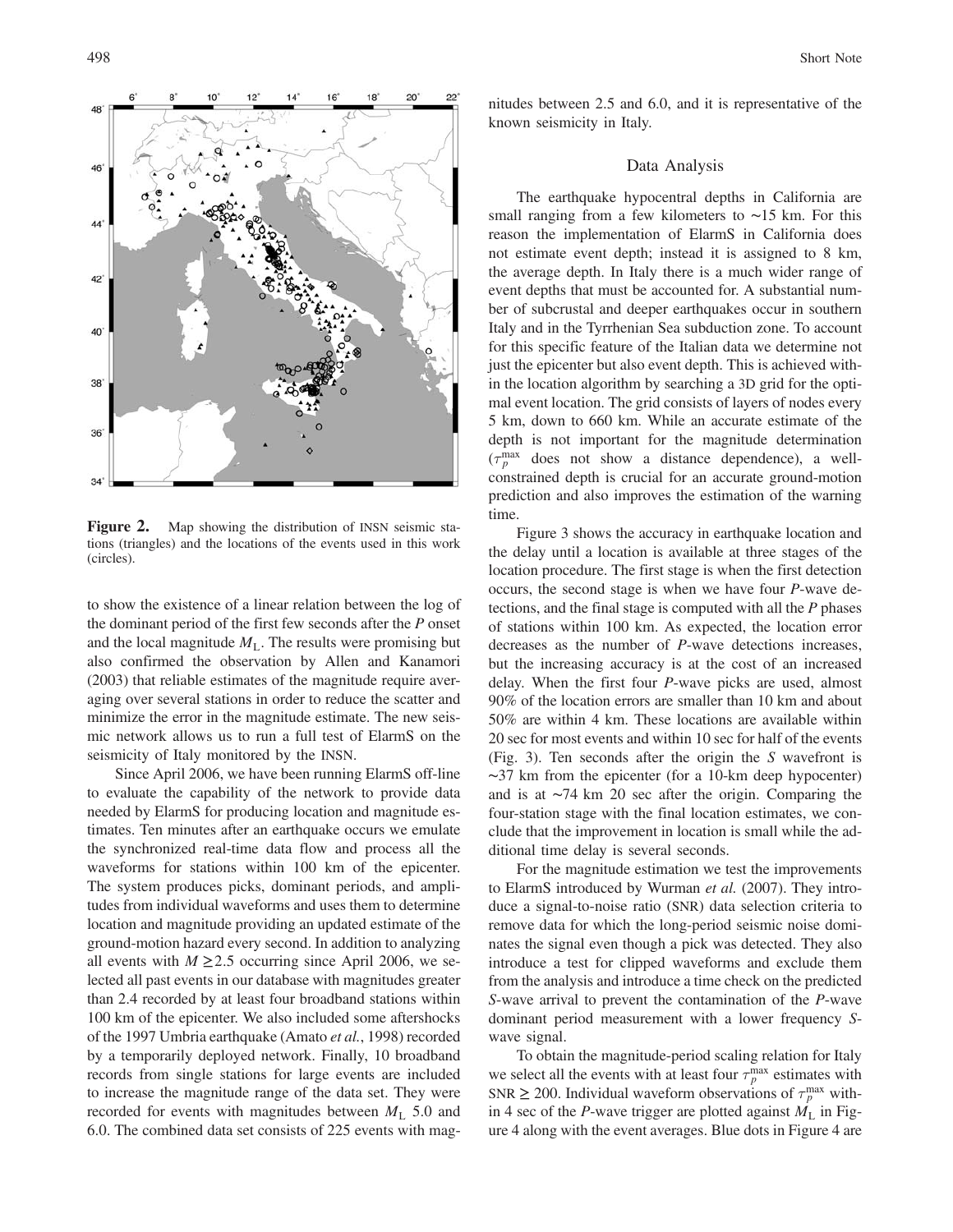**Figure 2.** Map showing the distribution of INSN seismic stations (triangles) and the locations of the events used in this work (circles).

to show the existence of a linear relation between the log of the dominant period of the first few seconds after the *P* onset and the local magnitude $M_L$. The results were promising but also confirmed the observation by Allen and Kanamori (2003) that reliable estimates of the magnitude require averaging over several stations in order to reduce the scatter and minimize the error in the magnitude estimate. The new seismic network allows us to run a full test of ElarmS on the seismicity of Italy monitored by the INSN.

Since April 2006, we have been running ElarmS off-line to evaluate the capability of the network to provide data needed by ElarmS for producing location and magnitude estimates. Ten minutes after an earthquake occurs we emulate the synchronized real-time data flow and process all the waveforms for stations within 100 km of the epicenter. The system produces picks, dominant periods, and amplitudes from individual waveforms and uses them to determine location and magnitude providing an updated estimate of the ground-motion hazard every second. In addition to analyzing all events with $M \geq 2.5$ occurring since April 2006, we selected all past events in our database with magnitudes greater than 2.4 recorded by at least four broadband stations within 100 km of the epicenter. We also included some aftershocks of the 1997 Umbria earthquake (Amato *et al.*, 1998) recorded by a temporarily deployed network. Finally, 10 broadband records from single stations for large events are included to increase the magnitude range of the data set. They were recorded for events with magnitudes between $M_L$ 5.0 and 6.0. The combined data set consists of 225 events with magnitudes between 2.5 and 6.0, and it is representative of the known seismicity in Italy.

## Data Analysis

The earthquake hypocentral depths in California are small ranging from a few kilometers to ~15 km. For this reason the implementation of ElarmS in California does not estimate event depth; instead it is assigned to 8 km, the average depth. In Italy there is a much wider range of event depths that must be accounted for. A substantial number of subcrustal and deeper earthquakes occur in southern Italy and in the Tyrrhenian Sea subduction zone. To account for this specific feature of the Italian data we determine not just the epicenter but also event depth. This is achieved within the location algorithm by searching a 3D grid for the optimal event location. The grid consists of layers of nodes every 5 km, down to 660 km. While an accurate estimate of the depth is not important for the magnitude determination ($\tau_p^{\max}$ does not show a distance dependence), a well-constrained depth is crucial for an accurate ground-motion prediction and also improves the estimation of the warning time.

Figure 3 shows the accuracy in earthquake location and the delay until a location is available at three stages of the location procedure. The first stage is when the first detection occurs, the second stage is when we have four *P*-wave detections, and the final stage is computed with all the *P* phases of stations within 100 km. As expected, the location error decreases as the number of *P*-wave detections increases, but the increasing accuracy is at the cost of an increased delay. When the first four *P*-wave picks are used, almost 90% of the location errors are smaller than 10 km and about 50% are within 4 km. These locations are available within 20 sec for most events and within 10 sec for half of the events (Fig. 3). Ten seconds after the origin the *S* wavefront is ~37 km from the epicenter (for a 10-km deep hypocenter) and is at ~74 km 20 sec after the origin. Comparing the four-station stage with the final location estimates, we conclude that the improvement in location is small while the additional time delay is several seconds.

For the magnitude estimation we test the improvements to ElarmS introduced by Wurman *et al.* (2007). They introduce a signal-to-noise ratio (SNR) data selection criteria to remove data for which the long-period seismic noise dominates the signal even though a pick was detected. They also introduce a test for clipped waveforms and exclude them from the analysis and introduce a time check on the predicted *S*-wave arrival to prevent the contamination of the *P*-wave dominant period measurement with a lower frequency *S*-wave signal.

To obtain the magnitude-period scaling relation for Italy we select all the events with at least four $\tau_p^{\max}$ estimates with SNR $\geq$ 200. Individual waveform observations of $\tau_p^{\max}$ within 4 sec of the *P*-wave trigger are plotted against $M_L$ in Figure 4 along with the event averages. Blue dots in Figure 4 are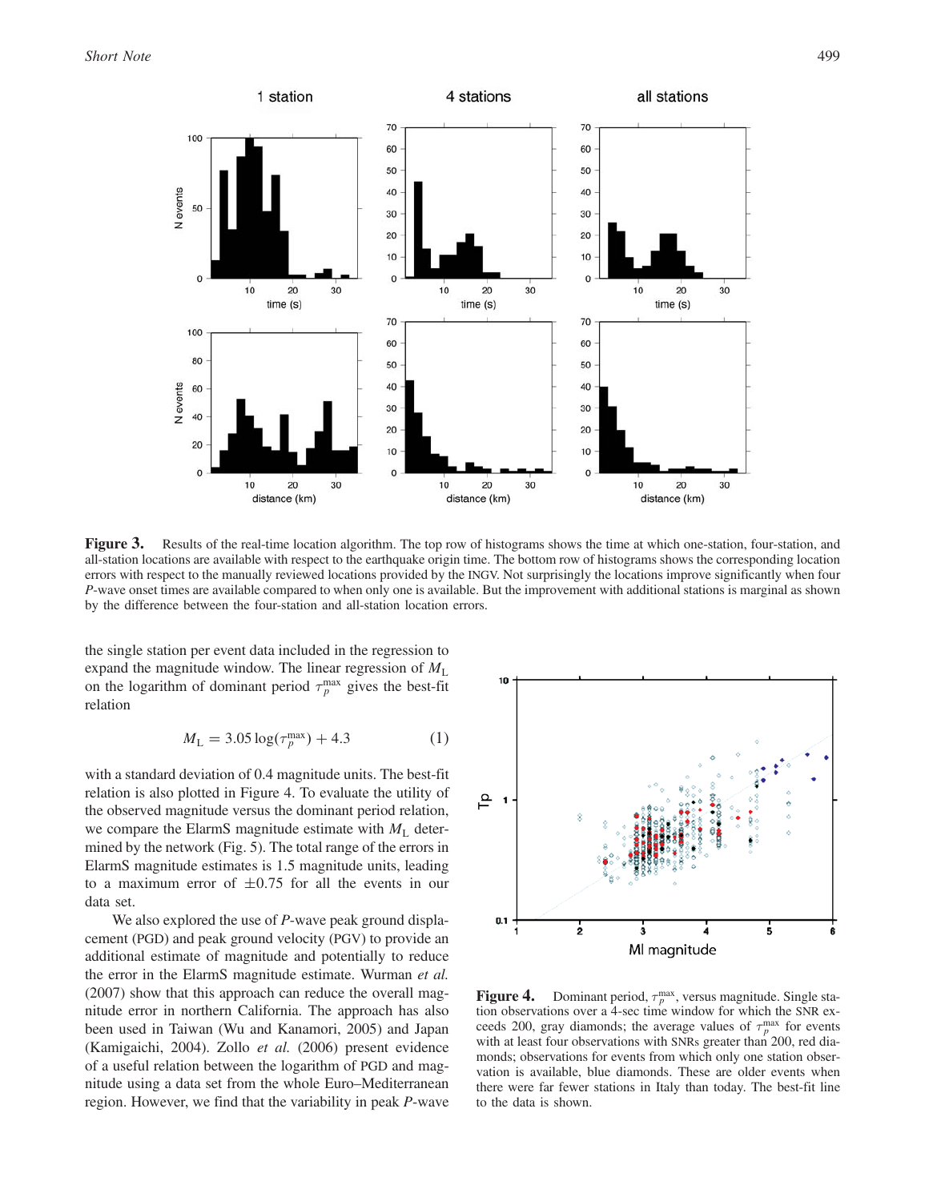**Figure 3.** Results of the real-time location algorithm. The top row of histograms shows the time at which one-station, four-station, and all-station locations are available with respect to the earthquake origin time. The bottom row of histograms shows the corresponding location errors with respect to the manually reviewed locations provided by the INGV. Not surprisingly the locations improve significantly when four *P*-wave onset times are available compared to when only one is available. But the improvement with additional stations is marginal as shown by the difference between the four-station and all-station location errors.

the single station per event data included in the regression to expand the magnitude window. The linear regression of $M_L$ on the logarithm of dominant period $\tau_p^{max}$ gives the best-fit relation

$$M_L = 3.05 \log(\tau_p^{max}) + 4.3 \quad (1)$$

with a standard deviation of 0.4 magnitude units. The best-fit relation is also plotted in Figure 4. To evaluate the utility of the observed magnitude versus the dominant period relation, we compare the ElarmS magnitude estimate with $M_L$ determined by the network (Fig. 5). The total range of the errors in ElarmS magnitude estimates is 1.5 magnitude units, leading to a maximum error of $\pm 0.75$ for all the events in our data set.

We also explored the use of *P*-wave peak ground displacement (PGD) and peak ground velocity (PGV) to provide an additional estimate of magnitude and potentially to reduce the error in the ElarmS magnitude estimate. Wurman *et al.* (2007) show that this approach can reduce the overall magnitude error in northern California. The approach has also been used in Taiwan (Wu and Kanamori, 2005) and Japan (Kamigaichi, 2004). Zollo *et al.* (2006) present evidence of a useful relation between the logarithm of PGD and magnitude using a data set from the whole Euro–Mediterranean region. However, we find that the variability in peak *P*-wave

**Figure 4.** Dominant period, $\tau_p^{max}$, versus magnitude. Single station observations over a 4-sec time window for which the SNR exceeds 200, gray diamonds; the average values of $\tau_p^{max}$ for events with at least four observations with SNRs greater than 200, red diamonds; observations for events from which only one station observation is available, blue diamonds. These are older events when there were far fewer stations in Italy than today. The best-fit line to the data is shown.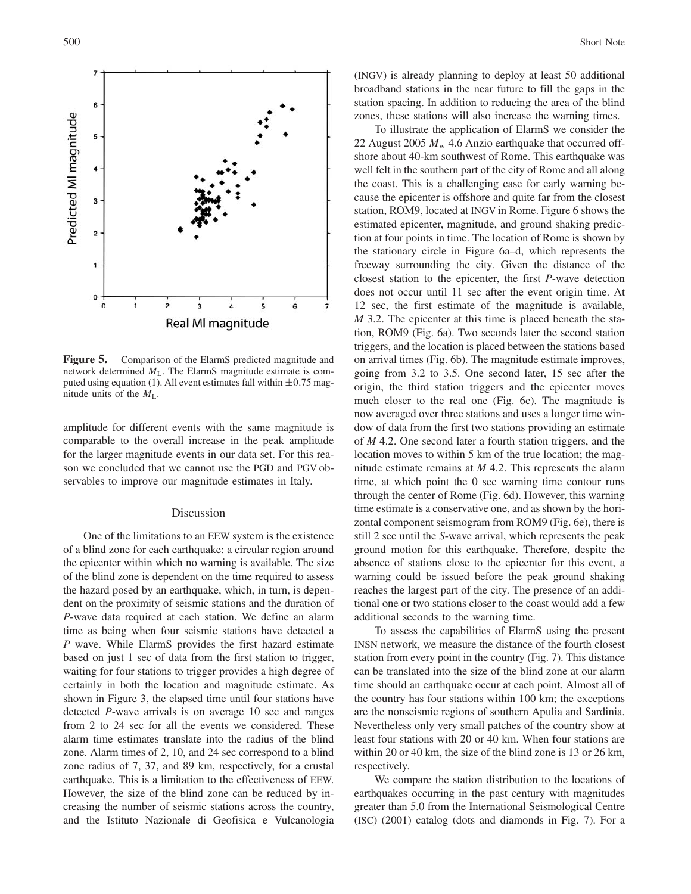**Figure 5.** Comparison of the ElarmS predicted magnitude and network determined $M_L$. The ElarmS magnitude estimate is computed using equation (1). All event estimates fall within $\pm 0.75$ magnitude units of the $M_L$.

amplitude for different events with the same magnitude is comparable to the overall increase in the peak amplitude for the larger magnitude events in our data set. For this reason we concluded that we cannot use the PGD and PGV observables to improve our magnitude estimates in Italy.

## Discussion

One of the limitations to an EEW system is the existence of a blind zone for each earthquake: a circular region around the epicenter within which no warning is available. The size of the blind zone is dependent on the time required to assess the hazard posed by an earthquake, which, in turn, is dependent on the proximity of seismic stations and the duration of *P*-wave data required at each station. We define an alarm time as being when four seismic stations have detected a *P* wave. While ElarmS provides the first hazard estimate based on just 1 sec of data from the first station to trigger, waiting for four stations to trigger provides a high degree of certainly in both the location and magnitude estimate. As shown in Figure 3, the elapsed time until four stations have detected *P*-wave arrivals is on average 10 sec and ranges from 2 to 24 sec for all the events we considered. These alarm time estimates translate into the radius of the blind zone. Alarm times of 2, 10, and 24 sec correspond to a blind zone radius of 7, 37, and 89 km, respectively, for a crustal earthquake. This is a limitation to the effectiveness of EEW. However, the size of the blind zone can be reduced by increasing the number of seismic stations across the country, and the Istituto Nazionale di Geofisica e Vulcanologia (INGV) is already planning to deploy at least 50 additional broadband stations in the near future to fill the gaps in the station spacing. In addition to reducing the area of the blind zones, these stations will also increase the warning times.

To illustrate the application of ElarmS we consider the 22 August 2005 $M_w$ 4.6 Anzio earthquake that occurred offshore about 40-km southwest of Rome. This earthquake was well felt in the southern part of the city of Rome and all along the coast. This is a challenging case for early warning because the epicenter is offshore and quite far from the closest station, ROM9, located at INGV in Rome. Figure 6 shows the estimated epicenter, magnitude, and ground shaking prediction at four points in time. The location of Rome is shown by the stationary circle in Figure 6a–d, which represents the freeway surrounding the city. Given the distance of the closest station to the epicenter, the first *P*-wave detection does not occur until 11 sec after the event origin time. At 12 sec, the first estimate of the magnitude is available, *M* 3.2. The epicenter at this time is placed beneath the station, ROM9 (Fig. 6a). Two seconds later the second station triggers, and the location is placed between the stations based on arrival times (Fig. 6b). The magnitude estimate improves, going from 3.2 to 3.5. One second later, 15 sec after the origin, the third station triggers and the epicenter moves much closer to the real one (Fig. 6c). The magnitude is now averaged over three stations and uses a longer time window of data from the first two stations providing an estimate of *M* 4.2. One second later a fourth station triggers, and the location moves to within 5 km of the true location; the magnitude estimate remains at *M* 4.2. This represents the alarm time, at which point the 0 sec warning time contour runs through the center of Rome (Fig. 6d). However, this warning time estimate is a conservative one, and as shown by the horizontal component seismogram from ROM9 (Fig. 6e), there is still 2 sec until the *S*-wave arrival, which represents the peak ground motion for this earthquake. Therefore, despite the absence of stations close to the epicenter for this event, a warning could be issued before the peak ground shaking reaches the largest part of the city. The presence of an additional one or two stations closer to the coast would add a few additional seconds to the warning time.

To assess the capabilities of ElarmS using the present INSN network, we measure the distance of the fourth closest station from every point in the country (Fig. 7). This distance can be translated into the size of the blind zone at our alarm time should an earthquake occur at each point. Almost all of the country has four stations within 100 km; the exceptions are the nonseismic regions of southern Apulia and Sardinia. Nevertheless only very small patches of the country show at least four stations with 20 or 40 km. When four stations are within 20 or 40 km, the size of the blind zone is 13 or 26 km, respectively.

We compare the station distribution to the locations of earthquakes occurring in the past century with magnitudes greater than 5.0 from the International Seismological Centre (ISC) (2001) catalog (dots and diamonds in Fig. 7). For a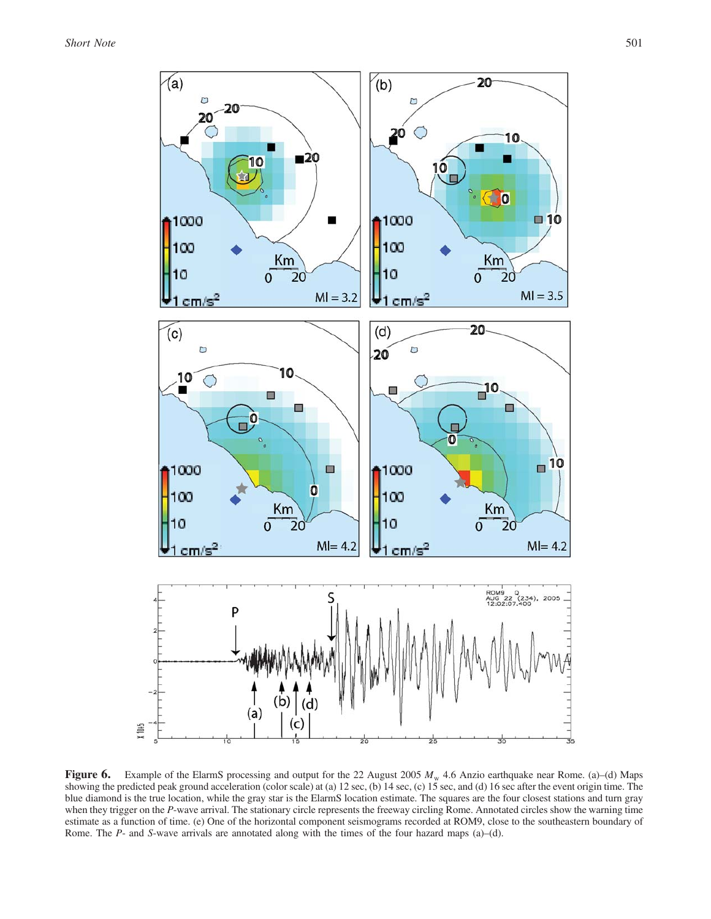**Figure 6.** Example of the ElarmS processing and output for the 22 August 2005 $M_w$ 4.6 Anzio earthquake near Rome. (a)–(d) Maps showing the predicted peak ground acceleration (color scale) at (a) 12 sec, (b) 14 sec, (c) 15 sec, and (d) 16 sec after the event origin time. The blue diamond is the true location, while the gray star is the ElarmS location estimate. The squares are the four closest stations and turn gray when they trigger on the *P*-wave arrival. The stationary circle represents the freeway circling Rome. Annotated circles show the warning time estimate as a function of time. (e) One of the horizontal component seismograms recorded at ROM9, close to the southeastern boundary of Rome. The *P*- and *S*-wave arrivals are annotated along with the times of the four hazard maps (a)–(d).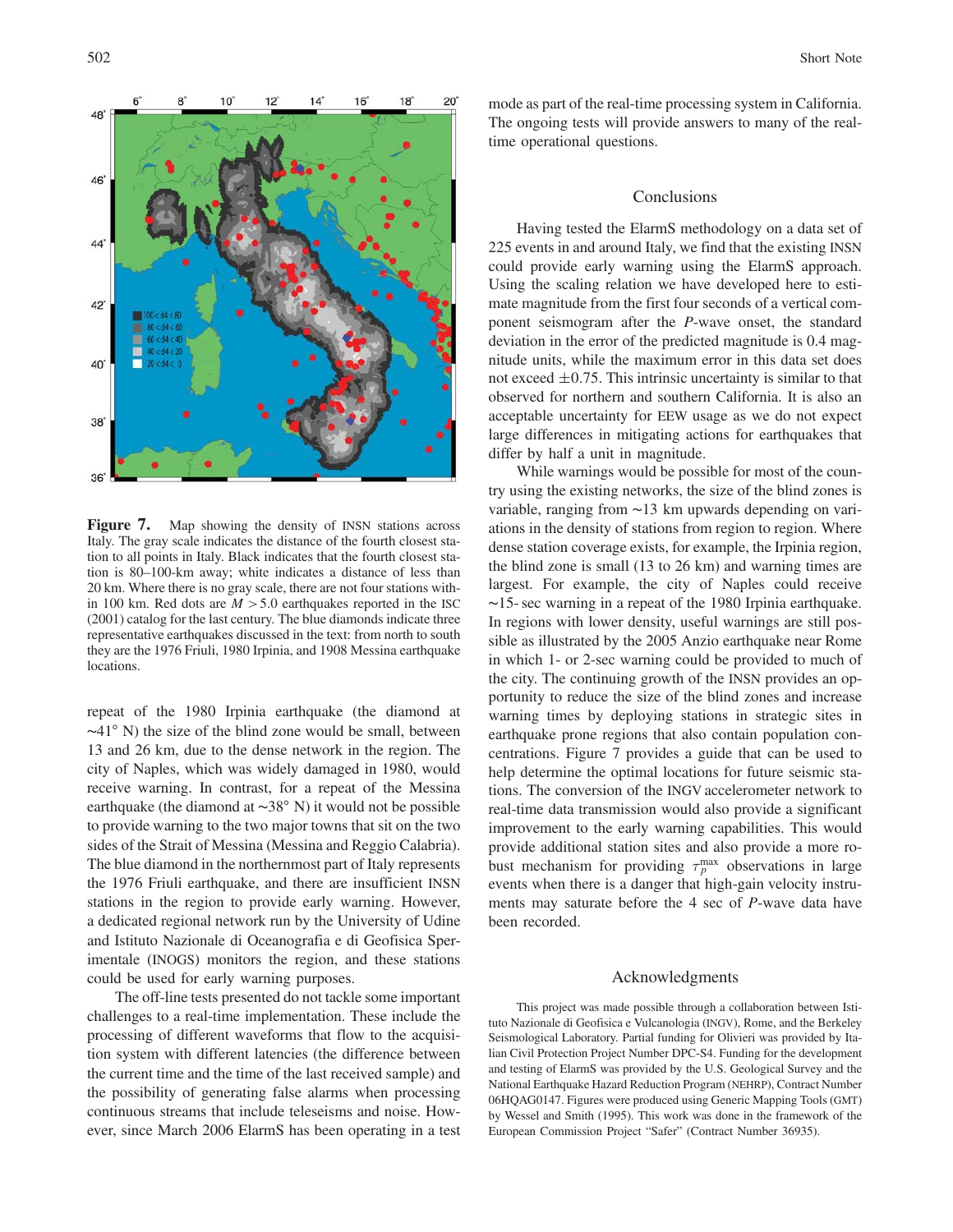**Figure 7.** Map showing the density of INSN stations across Italy. The gray scale indicates the distance of the fourth closest station to all points in Italy. Black indicates that the fourth closest station is 80–100-km away; white indicates a distance of less than 20 km. Where there is no gray scale, there are not four stations within 100 km. Red dots are $M > 5.0$ earthquakes reported in the ISC (2001) catalog for the last century. The blue diamonds indicate three representative earthquakes discussed in the text: from north to south they are the 1976 Friuli, 1980 Irpinia, and 1908 Messina earthquake locations.

repeat of the 1980 Irpinia earthquake (the diamond at ~41° N) the size of the blind zone would be small, between 13 and 26 km, due to the dense network in the region. The city of Naples, which was widely damaged in 1980, would receive warning. In contrast, for a repeat of the Messina earthquake (the diamond at ~38° N) it would not be possible to provide warning to the two major towns that sit on the two sides of the Strait of Messina (Messina and Reggio Calabria). The blue diamond in the northernmost part of Italy represents the 1976 Friuli earthquake, and there are insufficient INSN stations in the region to provide early warning. However, a dedicated regional network run by the University of Udine and Istituto Nazionale di Oceanografia e di Geofisica Sperimentale (INOGS) monitors the region, and these stations could be used for early warning purposes.

The off-line tests presented do not tackle some important challenges to a real-time implementation. These include the processing of different waveforms that flow to the acquisition system with different latencies (the difference between the current time and the time of the last received sample) and the possibility of generating false alarms when processing continuous streams that include teleseisms and noise. However, since March 2006 ElarmS has been operating in a test mode as part of the real-time processing system in California. The ongoing tests will provide answers to many of the real-time operational questions.

## Conclusions

Having tested the ElarmS methodology on a data set of 225 events in and around Italy, we find that the existing INSN could provide early warning using the ElarmS approach. Using the scaling relation we have developed here to estimate magnitude from the first four seconds of a vertical component seismogram after the *P*-wave onset, the standard deviation in the error of the predicted magnitude is 0.4 magnitude units, while the maximum error in this data set does not exceed $\pm 0.75$. This intrinsic uncertainty is similar to that observed for northern and southern California. It is also an acceptable uncertainty for EEW usage as we do not expect large differences in mitigating actions for earthquakes that differ by half a unit in magnitude.

While warnings would be possible for most of the country using the existing networks, the size of the blind zones is variable, ranging from ~13 km upwards depending on variations in the density of stations from region to region. Where dense station coverage exists, for example, the Irpinia region, the blind zone is small (13 to 26 km) and warning times are largest. For example, the city of Naples could receive ~15-sec warning in a repeat of the 1980 Irpinia earthquake. In regions with lower density, useful warnings are still possible as illustrated by the 2005 Anzio earthquake near Rome in which 1- or 2-sec warning could be provided to much of the city. The continuing growth of the INSN provides an opportunity to reduce the size of the blind zones and increase warning times by deploying stations in strategic sites in earthquake prone regions that also contain population concentrations. Figure 7 provides a guide that can be used to help determine the optimal locations for future seismic stations. The conversion of the INGV accelerometer network to real-time data transmission would also provide a significant improvement to the early warning capabilities. This would provide additional station sites and also provide a more robust mechanism for providing $\tau_p^{\max}$ observations in large events when there is a danger that high-gain velocity instruments may saturate before the 4 sec of *P*-wave data have been recorded.

## Acknowledgments

This project was made possible through a collaboration between Istituto Nazionale di Geofisica e Vulcanologia (INGV), Rome, and the Berkeley Seismological Laboratory. Partial funding for Olivieri was provided by Italian Civil Protection Project Number DPC-S4. Funding for the development and testing of ElarmS was provided by the U.S. Geological Survey and the National Earthquake Hazard Reduction Program (NEHRP), Contract Number 06HQAG0147. Figures were produced using Generic Mapping Tools (GMT) by Wessel and Smith (1995). This work was done in the framework of the European Commission Project "Safer" (Contract Number 36935).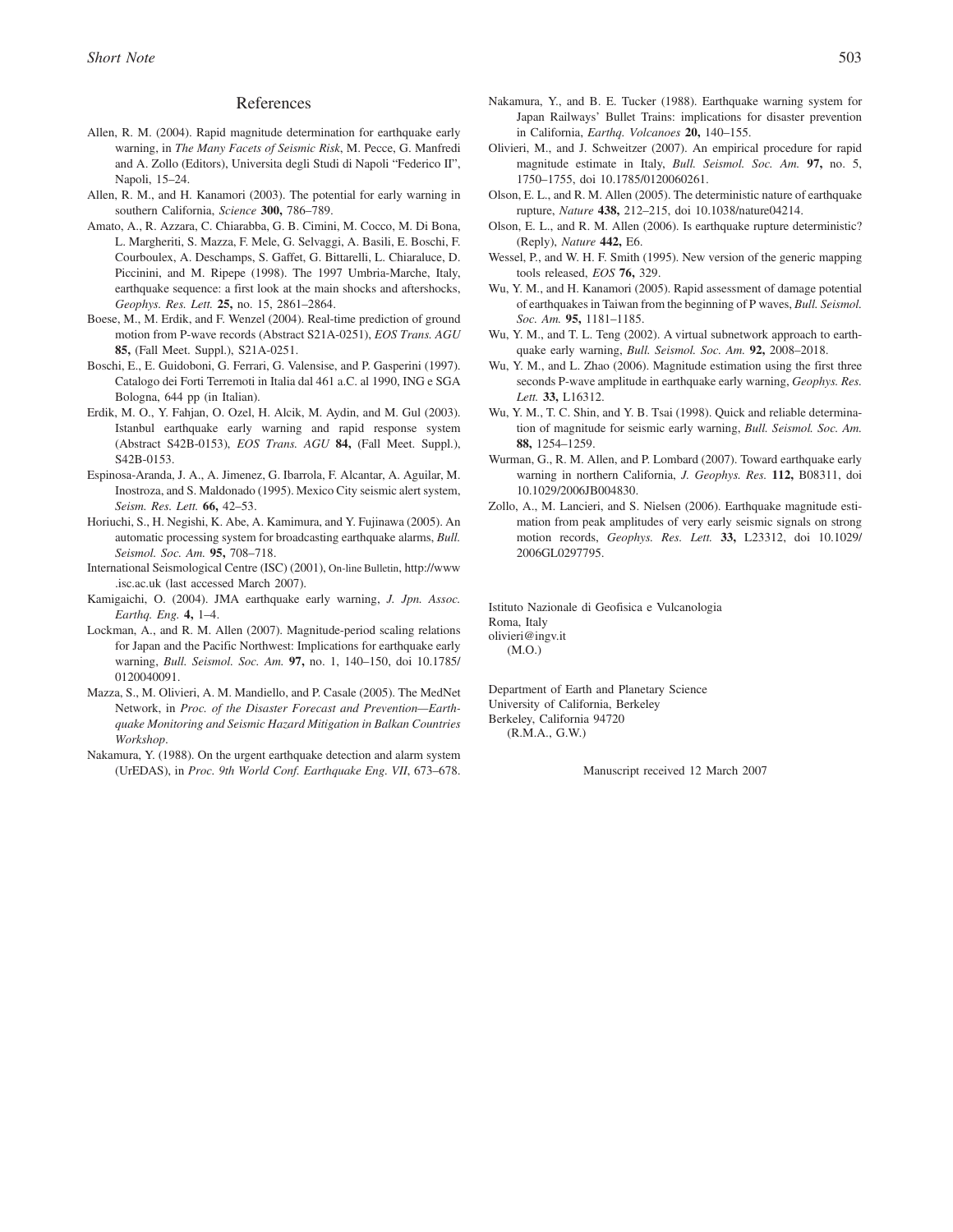## References

Allen, R. M. (2004). Rapid magnitude determination for earthquake early warning, in *The Many Facets of Seismic Risk*, M. Pecce, G. Manfredi and A. Zollo (Editors), Universita degli Studi di Napoli "Federico II", Napoli, 15–24.

Allen, R. M., and H. Kanamori (2003). The potential for early warning in southern California, *Science* **300,** 786–789.

Amato, A., R. Azzara, C. Chiarabba, G. B. Cimini, M. Cocco, M. Di Bona, L. Margheriti, S. Mazza, F. Mele, G. Selvaggi, A. Basili, E. Boschi, F. Courboulex, A. Deschamps, S. Gaffet, G. Bittarelli, L. Chiaraluce, D. Piccinini, and M. Ripepe (1998). The 1997 Umbria-Marche, Italy, earthquake sequence: a first look at the main shocks and aftershocks, *Geophys. Res. Lett.* **25,** no. 15, 2861–2864.

Boese, M., M. Erdik, and F. Wenzel (2004). Real-time prediction of ground motion from P-wave records (Abstract S21A-0251), *EOS Trans. AGU* **85,** (Fall Meet. Suppl.), S21A-0251.

Boschi, E., E. Guidoboni, G. Ferrari, G. Valensise, and P. Gasperini (1997). Catalogo dei Forti Terremoti in Italia dal 461 a.C. al 1990, ING e SGA Bologna, 644 pp (in Italian).

Erdik, M. O., Y. Fahjan, O. Ozel, H. Alcik, M. Aydin, and M. Gul (2003). Istanbul earthquake early warning and rapid response system (Abstract S42B-0153), *EOS Trans. AGU* **84,** (Fall Meet. Suppl.), S42B-0153.

Espinosa-Aranda, J. A., A. Jimenez, G. Ibarrola, F. Alcantar, A. Aguilar, M. Inostroza, and S. Maldonado (1995). Mexico City seismic alert system, *Seism. Res. Lett.* **66,** 42–53.

Horiuchi, S., H. Negishi, K. Abe, A. Kamimura, and Y. Fujinawa (2005). An automatic processing system for broadcasting earthquake alarms, *Bull. Seismol. Soc. Am.* **95,** 708–718.

International Seismological Centre (ISC) (2001), On-line Bulletin, http://www.isc.ac.uk (last accessed March 2007).

Kamigaichi, O. (2004). JMA earthquake early warning, *J. Jpn. Assoc. Earthq. Eng.* **4,** 1–4.

Lockman, A., and R. M. Allen (2007). Magnitude-period scaling relations for Japan and the Pacific Northwest: Implications for earthquake early warning, *Bull. Seismol. Soc. Am.* **97,** no. 1, 140–150, doi 10.1785/0120040091.

Mazza, S., M. Olivieri, A. M. Mandiello, and P. Casale (2005). The MedNet Network, in *Proc. of the Disaster Forecast and Prevention—Earthquake Monitoring and Seismic Hazard Mitigation in Balkan Countries Workshop*.

Nakamura, Y. (1988). On the urgent earthquake detection and alarm system (UrEDAS), in *Proc. 9th World Conf. Earthquake Eng. VII*, 673–678.

Nakamura, Y., and B. E. Tucker (1988). Earthquake warning system for Japan Railways' Bullet Trains: implications for disaster prevention in California, *Earthq. Volcanoes* **20,** 140–155.

Olivieri, M., and J. Schweitzer (2007). An empirical procedure for rapid magnitude estimate in Italy, *Bull. Seismol. Soc. Am.* **97,** no. 5, 1750–1755, doi 10.1785/0120060261.

Olson, E. L., and R. M. Allen (2005). The deterministic nature of earthquake rupture, *Nature* **438,** 212–215, doi 10.1038/nature04214.

Olson, E. L., and R. M. Allen (2006). Is earthquake rupture deterministic? (Reply), *Nature* **442,** E6.

Wessel, P., and W. H. F. Smith (1995). New version of the generic mapping tools released, *EOS* **76,** 329.

Wu, Y. M., and H. Kanamori (2005). Rapid assessment of damage potential of earthquakes in Taiwan from the beginning of P waves, *Bull. Seismol. Soc. Am.* **95,** 1181–1185.

Wu, Y. M., and T. L. Teng (2002). A virtual subnetwork approach to earthquake early warning, *Bull. Seismol. Soc. Am.* **92,** 2008–2018.

Wu, Y. M., and L. Zhao (2006). Magnitude estimation using the first three seconds P-wave amplitude in earthquake early warning, *Geophys. Res. Lett.* **33,** L16312.

Wu, Y. M., T. C. Shin, and Y. B. Tsai (1998). Quick and reliable determination of magnitude for seismic early warning, *Bull. Seismol. Soc. Am.* **88,** 1254–1259.

Wurman, G., R. M. Allen, and P. Lombard (2007). Toward earthquake early warning in northern California, *J. Geophys. Res.* **112,** B08311, doi 10.1029/2006JB004830.

Zollo, A., M. Lancieri, and S. Nielsen (2006). Earthquake magnitude estimation from peak amplitudes of very early seismic signals on strong motion records, *Geophys. Res. Lett.* **33,** L23312, doi 10.1029/2006GL0297795.

Istituto Nazionale di Geofisica e Vulcanologia
Roma, Italy
olivieri@ingv.it
(M.O.)

Department of Earth and Planetary Science
University of California, Berkeley
Berkeley, California 94720
(R.M.A., G.W.)

Manuscript received 12 March 2007